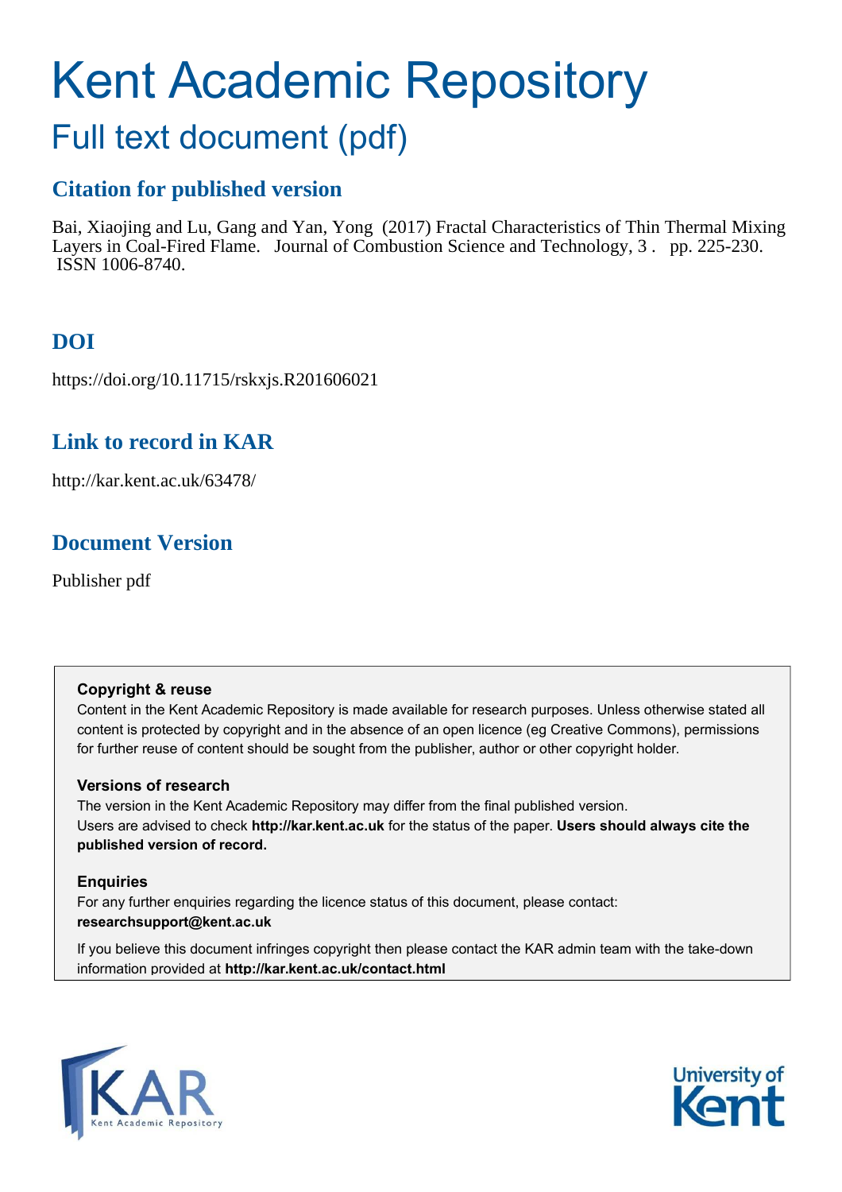# Kent Academic Repository

## Full text document (pdf)

### Citation for published version

Bai, Xiaojing and Lu, Gang and Yan, Yong (2017) Fractal Characteristics of Thin Thermal Mixing Layers in Coal-Fired Flame. Journal of Combustion Science and Technology, 3 . pp. 225-230. ISSN 1006-8740.

### DOI

https://doi.org/10.11715/rskxjs.R201606021

### Link to record in KAR

http://kar.kent.ac.uk/63478/

### Document Version

Publisher pdf

**Copyright & reuse**

Content in the Kent Academic Repository is made available for research purposes. Unless otherwise stated all content is protected by copyright and in the absence of an open licence (eg Creative Commons), permissions for further reuse of content should be sought from the publisher, author or other copyright holder.

**Versions of research**

The version in the Kent Academic Repository may differ from the final published version. Users are advised to check **http://kar.kent.ac.uk** for the status of the paper. **Users should always cite the published version of record.**

**Enquiries**

For any further enquiries regarding the licence status of this document, please contact: **researchsupport@kent.ac.uk**

If you believe this document infringes copyright then please contact the KAR admin team with the take-down information provided at **http://kar.kent.ac.uk/contact.html**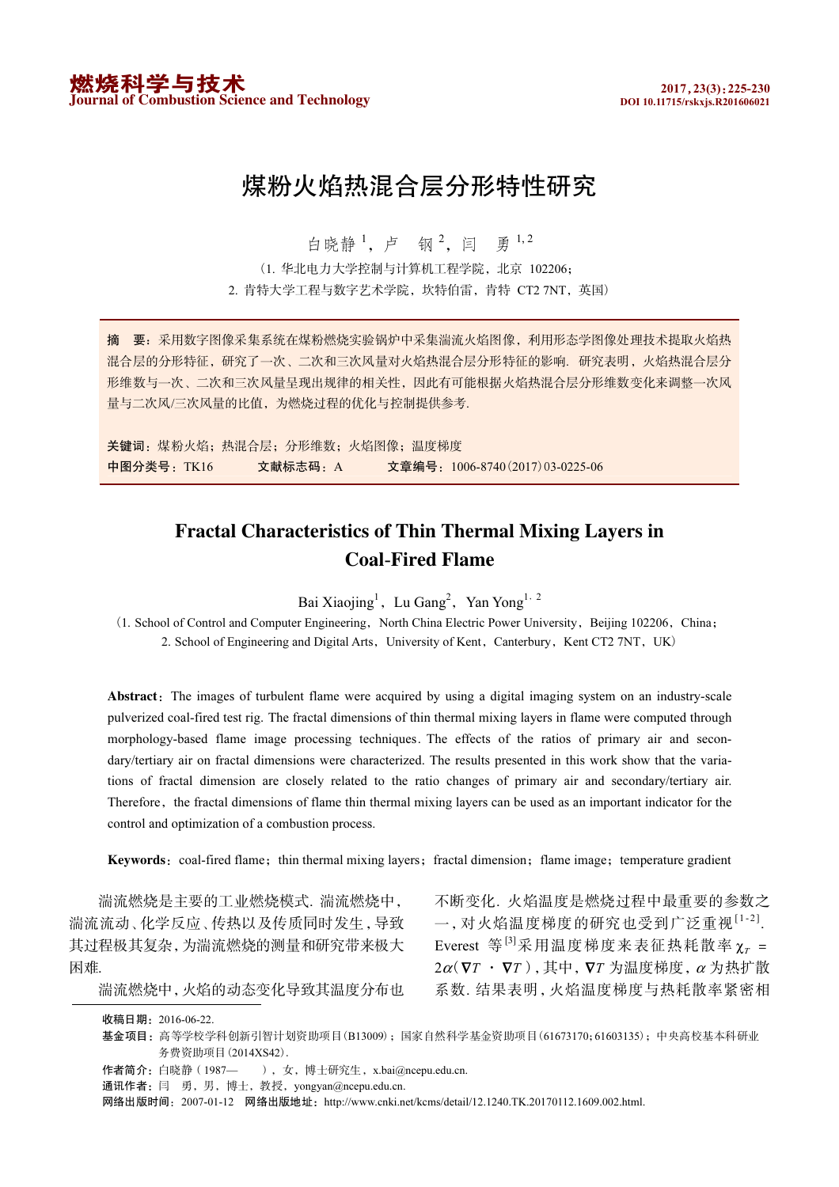# 煤粉火焰热混合层分形特性研究

白晓静[1]，卢　钢[2]，闫　勇[1,2]

（1. 华北电力大学控制与计算机工程学院，北京 102206；
2. 肯特大学工程与数字艺术学院，坎特伯雷，肯特 CT2 7NT，英国）

**摘　要**：采用数字图像采集系统在煤粉燃烧实验锅炉中采集湍流火焰图像，利用形态学图像处理技术提取火焰热混合层的分形特征，研究了一次、二次和三次风量对火焰热混合层分形特征的影响．研究表明，火焰热混合层分形维数与一次、二次和三次风量呈现出规律的相关性，因此有可能根据火焰热混合层分形维数变化来调整一次风量与二次风/三次风量的比值，为燃烧过程的优化与控制提供参考．

**关键词**：煤粉火焰；热混合层；分形维数；火焰图像；温度梯度

**中图分类号**：TK16　　　**文献标志码**：A　　　**文章编号**：1006-8740(2017)03-0225-06

# Fractal Characteristics of Thin Thermal Mixing Layers in Coal-Fired Flame

Bai Xiaojing[1], Lu Gang[2], Yan Yong[1, 2]

(1. School of Control and Computer Engineering, North China Electric Power University, Beijing 102206, China;
2. School of Engineering and Digital Arts, University of Kent, Canterbury, Kent CT2 7NT, UK)

**Abstract**: The images of turbulent flame were acquired by using a digital imaging system on an industry-scale pulverized coal-fired test rig. The fractal dimensions of thin thermal mixing layers in flame were computed through morphology-based flame image processing techniques. The effects of the ratios of primary air and secondary/tertiary air on fractal dimensions were characterized. The results presented in this work show that the variations of fractal dimension are closely related to the ratio changes of primary air and secondary/tertiary air. Therefore, the fractal dimensions of flame thin thermal mixing layers can be used as an important indicator for the control and optimization of a combustion process.

**Keywords**: coal-fired flame; thin thermal mixing layers; fractal dimension; flame image; temperature gradient

湍流燃烧是主要的工业燃烧模式．湍流燃烧中，湍流流动、化学反应、传热以及传质同时发生，导致其过程极其复杂，为湍流燃烧的测量和研究带来极大困难．

湍流燃烧中，火焰的动态变化导致其温度分布也不断变化．火焰温度是燃烧过程中最重要的参数之一，对火焰温度梯度的研究也受到广泛重视[1-2]．Everest 等[3]采用温度梯度来表征热耗散率 $\chi_T = 2\alpha(\nabla T \cdot \nabla T)$，其中，$\nabla T$ 为温度梯度，$\alpha$ 为热扩散系数．结果表明，火焰温度梯度与热耗散率紧密相

---

**收稿日期**：2016-06-22.

**基金项目**：高等学校学科创新引智计划资助项目(B13009)；国家自然科学基金资助项目(61673170；61603135)；中央高校基本科研业务费资助项目(2014XS42).

**作者简介**：白晓静（1987—　），女，博士研究生，x.bai@ncepu.edu.cn.

**通讯作者**：闫　勇，男，博士，教授，yongyan@ncepu.edu.cn.

**网络出版时间**：2007-01-12　**网络出版地址**：http://www.cnki.net/kcms/detail/12.1240.TK.20170112.1609.002.html.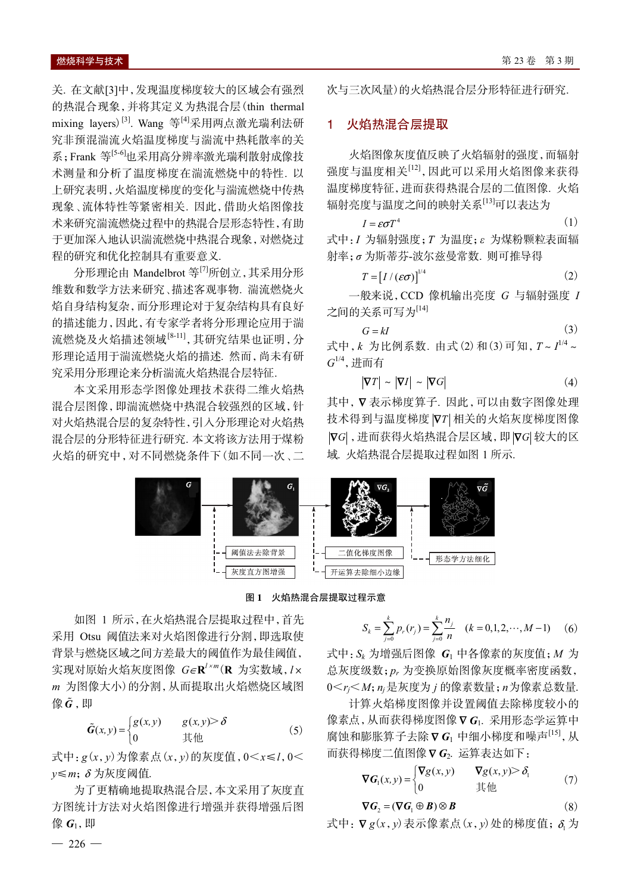关. 在文献[3]中,发现温度梯度较大的区域会有强烈的热混合现象,并将其定义为热混合层(thin thermal mixing layers)[3]. Wang 等[4]采用两点激光瑞利法研究非预混湍流火焰温度梯度与湍流中热耗散率的关系;Frank 等[5-6]也采用高分辨率激光瑞利散射成像技术测量和分析了温度梯度在湍流燃烧中的特性. 以上研究表明,火焰温度梯度的变化与湍流燃烧中传热现象、流体特性等紧密相关. 因此,借助火焰图像技术来研究湍流燃烧过程中的热混合层形态特性,有助于更加深入地认识湍流燃烧中热混合现象,对燃烧过程的研究和优化控制具有重要意义.

分形理论由 Mandelbrot 等[7]所创立,其采用分形维数和数学方法来研究、描述客观事物. 湍流燃烧火焰自身结构复杂,而分形理论对于复杂结构具有良好的描述能力,因此,有专家学者将分形理论应用于湍流燃烧及火焰描述领域[8-11],其研究结果也证明,分形理论适用于湍流燃烧火焰的描述. 然而,尚未有研究采用分形理论来分析湍流火焰热混合层特征.

本文采用形态学图像处理技术获得二维火焰热混合层图像,即湍流燃烧中热混合较强烈的区域,针对火焰热混合层的复杂特性,引入分形理论对火焰热混合层的分形特征进行研究. 本文将该方法用于煤粉火焰的研究中,对不同燃烧条件下(如不同一次、二次与三次风量)的火焰热混合层分形特征进行研究.

## 1 火焰热混合层提取

火焰图像灰度值反映了火焰辐射的强度,而辐射强度与温度相关[12],因此可以采用火焰图像来获得温度梯度特征,进而获得热混合层的二值图像. 火焰辐射亮度与温度之间的映射关系[13]可以表达为

$$I = \varepsilon\sigma T^4 \tag{1}$$

式中:$I$ 为辐射强度;$T$ 为温度;$\varepsilon$ 为煤粉颗粒表面辐射率;$\sigma$ 为斯蒂芬-波尔兹曼常数. 则可推导得

$$T = [I/(\varepsilon\sigma)]^{1/4} \tag{2}$$

一般来说,CCD 像机输出亮度 $G$ 与辐射强度 $I$ 之间的关系可写为[14]

$$G = kI \tag{3}$$

式中,$k$ 为比例系数. 由式(2)和(3)可知,$T \sim I^{1/4} \sim G^{1/4}$,进而有

$$|\nabla T| \sim |\nabla I| \sim |\nabla G| \tag{4}$$

其中,$\nabla$ 表示梯度算子. 因此,可以由数字图像处理技术得到与温度梯度 $|\nabla T|$ 相关的火焰灰度梯度图像 $|\nabla G|$,进而获得火焰热混合层区域,即 $|\nabla G|$ 较大的区域. 火焰热混合层提取过程如图 1 所示.

阈值法去除背景
灰度直方图增强
二值化梯度图像
开运算去除细小边缘
形态学方法细化

图 1 火焰热混合层提取过程示意

如图 1 所示,在火焰热混合层提取过程中,首先采用 Otsu 阈值法来对火焰图像进行分割,即选取使背景与燃烧区域之间方差最大的阈值作为最佳阈值,实现对原始火焰灰度图像 $G\in\mathbf{R}^{l\times m}$($\mathbf{R}$ 为实数域,$l\times m$ 为图像大小)的分割,从而提取出火焰燃烧区域图像 $\tilde{\boldsymbol{G}}$,即

$$\tilde{\boldsymbol{G}}(x,y)=\begin{cases} g(x,y) & g(x,y)>\delta \\ 0 & \text{其他} \end{cases} \tag{5}$$

式中:$g(x,y)$ 为像素点 $(x,y)$ 的灰度值,$0<x\leqslant l$,$0<y\leqslant m$;$\delta$ 为灰度阈值.

为了更精确地提取热混合层,本文采用了灰度直方图统计方法对火焰图像进行增强并获得增强后图像 $\boldsymbol{G}_1$,即

$$S_k=\sum_{j=0}^{k} p_r(r_j)=\sum_{j=0}^{k}\frac{n_j}{n} \quad (k=0,1,2,\cdots,M-1) \tag{6}$$

式中:$S_k$ 为增强后图像 $\boldsymbol{G}_1$ 中各像素的灰度值;$M$ 为总灰度级数;$p_r$ 为变换原始图像灰度概率密度函数,$0<r_j<M$;$n_j$ 是灰度为 $j$ 的像素数量;$n$ 为像素总数量.

计算火焰梯度图像并设置阈值去除梯度较小的像素点,从而获得梯度图像 $\nabla\boldsymbol{G}_1$. 采用形态学运算中腐蚀和膨胀算子去除 $\nabla\boldsymbol{G}_1$ 中细小梯度和噪声[15],从而获得梯度二值图像 $\nabla\boldsymbol{G}_2$. 运算表达如下:

$$\nabla\boldsymbol{G}_1(x,y)=\begin{cases} \nabla g(x,y) & \nabla g(x,y)>\delta_1 \\ 0 & \text{其他} \end{cases} \tag{7}$$

$$\nabla\boldsymbol{G}_2=(\nabla\boldsymbol{G}_1\oplus\boldsymbol{B})\otimes\boldsymbol{B} \tag{8}$$

式中:$\nabla g(x,y)$ 表示像素点 $(x,y)$ 处的梯度值;$\delta_1$ 为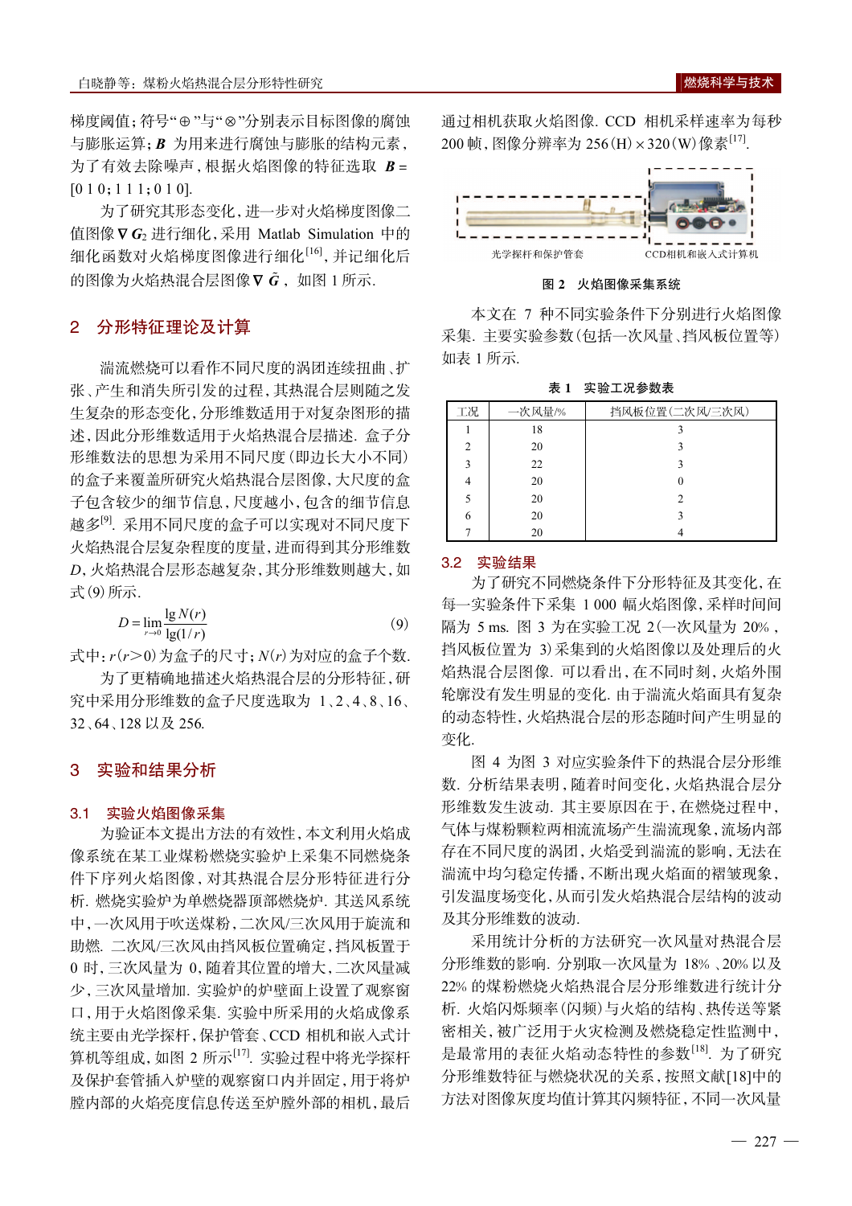梯度阈值；符号“⊕”与“⊗”分别表示目标图像的腐蚀与膨胀运算；$\boldsymbol{B}$ 为用来进行腐蚀与膨胀的结构元素，为了有效去除噪声，根据火焰图像的特征选取 $\boldsymbol{B}$ = [0 1 0；1 1 1；0 1 0].

为了研究其形态变化，进一步对火焰梯度图像二值图像 $\nabla \boldsymbol{G}_2$ 进行细化，采用 Matlab Simulation 中的细化函数对火焰梯度图像进行细化[16]，并记细化后的图像为火焰热混合层图像 $\nabla \tilde{\boldsymbol{G}}$，如图 1 所示.

## 2 分形特征理论及计算

湍流燃烧可以看作不同尺度的涡团连续扭曲、扩张、产生和消失所引发的过程，其热混合层则随之发生复杂的形态变化，分形维数适用于对复杂图形的描述，因此分形维数适用于火焰热混合层描述. 盒子分形维数法的思想为采用不同尺度（即边长大小不同）的盒子来覆盖所研究火焰热混合层图像，大尺度的盒子包含较少的细节信息，尺度越小，包含的细节信息越多[9]. 采用不同尺度的盒子可以实现对不同尺度下火焰热混合层复杂程度的度量，进而得到其分形维数 $D$，火焰热混合层形态越复杂，其分形维数则越大，如式 (9) 所示.

$$D = \lim_{r \to 0} \frac{\lg N(r)}{\lg(1/r)} \tag{9}$$

式中：$r$（$r$>0）为盒子的尺寸；$N(r)$ 为对应的盒子个数.

为了更精确地描述火焰热混合层的分形特征，研究中采用分形维数的盒子尺度选取为 1、2、4、8、16、32、64、128 以及 256.

## 3 实验和结果分析

### 3.1 实验火焰图像采集

为验证本文提出方法的有效性，本文利用火焰成像系统在某工业煤粉燃烧实验炉上采集不同燃烧条件下序列火焰图像，对其热混合层分形特征进行分析. 燃烧实验炉为单燃烧器顶部燃烧炉. 其送风系统中，一次风用于吹送煤粉，二次风/三次风用于旋流和助燃. 二次风/三次风由挡风板位置确定，挡风板置于 0 时，三次风量为 0，随着其位置的增大，二次风量减少，三次风量增加. 实验炉的炉壁面上设置了观察窗口，用于火焰图像采集. 实验中所采用的火焰成像系统主要由光学探杆、保护管套、CCD 相机和嵌入式计算机等组成，如图 2 所示[17]. 实验过程中将光学探杆及保护套管插入炉壁的观察窗口内并固定，用于将炉膛内部的火焰亮度信息传送至炉膛外部的相机，最后通过相机获取火焰图像. CCD 相机采样速率为每秒 200 帧，图像分辨率为 256（H）×320（W）像素[17].

光学探杆和保护管套　　CCD相机和嵌入式计算机

图 2　火焰图像采集系统

本文在 7 种不同实验条件下分别进行火焰图像采集. 主要实验参数（包括一次风量、挡风板位置等）如表 1 所示.

表 1　实验工况参数表

| 工况 | 一次风量/% | 挡风板位置(二次风/三次风) |
|---|---|---|
| 1 | 18 | 3 |
| 2 | 20 | 3 |
| 3 | 22 | 3 |
| 4 | 20 | 0 |
| 5 | 20 | 2 |
| 6 | 20 | 3 |
| 7 | 20 | 4 |

### 3.2 实验结果

为了研究不同燃烧条件下分形特征及其变化，在每一实验条件下采集 1 000 幅火焰图像，采样时间间隔为 5 ms. 图 3 为在实验工况 2（一次风量为 20%，挡风板位置为 3）采集到的火焰图像以及处理后的火焰热混合层图像. 可以看出，在不同时刻，火焰外围轮廓没有发生明显的变化. 由于湍流火焰面具有复杂的动态特性，火焰热混合层的形态随时间产生明显的变化.

图 4 为图 3 对应实验条件下的热混合层分形维数. 分析结果表明，随着时间变化，火焰热混合层分形维数发生波动. 其主要原因在于，在燃烧过程中，气体与煤粉颗粒两相流流场产生湍流现象，流场内部存在不同尺度的涡团，火焰受到湍流的影响，无法在湍流中均匀稳定传播，不断出现火焰面的褶皱现象，引发温度场变化，从而引发火焰热混合层结构的波动及其分形维数的波动.

采用统计分析的方法研究一次风量对热混合层分形维数的影响. 分别取一次风量为 18%、20% 以及 22% 的煤粉燃烧火焰热混合层分形维数进行统计分析. 火焰闪烁频率（闪频）与火焰的结构、热传送等紧密相关，被广泛用于火灾检测及燃烧稳定性监测中，是最常用的表征火焰动态特性的参数[18]. 为了研究分形维数特征与燃烧状况的关系，按照文献[18]中的方法对图像灰度均值计算其闪频特征，不同一次风量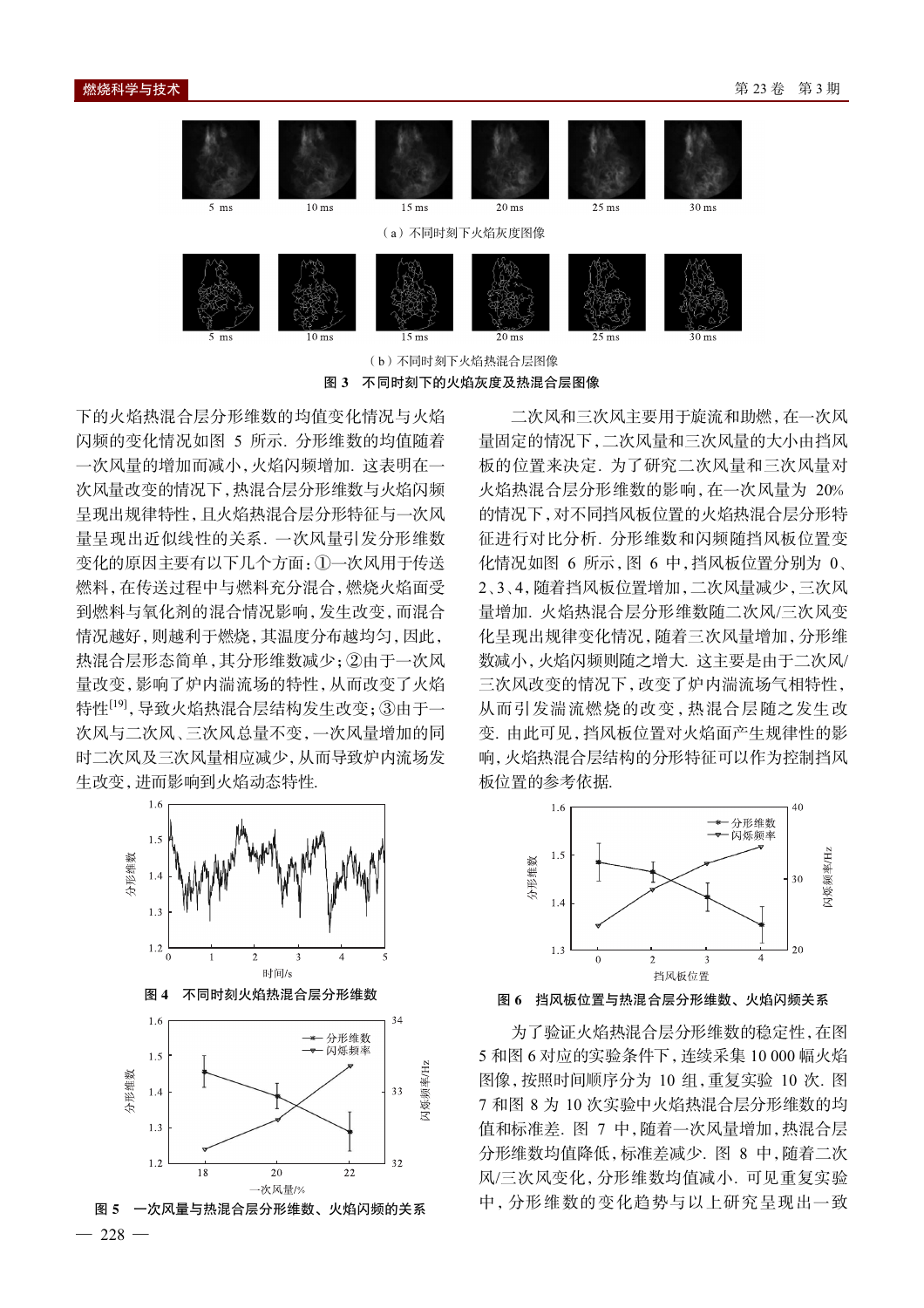5 ms　10 ms　15 ms　20 ms　25 ms　30 ms

（a）不同时刻下火焰灰度图像

5 ms　10 ms　15 ms　20 ms　25 ms　30 ms

（b）不同时刻下火焰热混合层图像

**图 3　不同时刻下的火焰灰度及热混合层图像**

下的火焰热混合层分形维数的均值变化情况与火焰闪频的变化情况如图 5 所示. 分形维数的均值随着一次风量的增加而减小，火焰闪频增加. 这表明在一次风量改变的情况下，热混合层分形维数与火焰闪频呈现出规律特性，且火焰热混合层分形特征与一次风量呈现出近似线性的关系. 一次风量引发分形维数变化的原因主要有以下几个方面：①一次风用于传送燃料，在传送过程中与燃料充分混合，燃烧火焰面受到燃料与氧化剂的混合情况影响，发生改变，而混合情况越好，则越利于燃烧，其温度分布越均匀，因此，热混合层形态越简单，其分形维数减少；②由于一次风量改变，影响了炉内湍流场的特性，从而改变了火焰特性[19]，导致火焰热混合层结构发生改变；③由于一次风与二次风、三次风总量不变，一次风量增加的同时二次风及三次风量相应减少，从而导致炉内流场发生改变，进而影响到火焰动态特性.

分形维数
1.6
1.5
1.4
1.3
1.2
0　1　2　3　4　5
时间/s

**图 4　不同时刻火焰热混合层分形维数**

分形维数　闪烁频率/Hz
1.6　34
1.5
1.4　33
1.3
1.2　32
18　20　22
一次风量/%
—*— 分形维数
—▽— 闪烁频率

**图 5　一次风量与热混合层分形维数、火焰闪频的关系**

二次风和三次风主要用于旋流和助燃，在一次风量固定的情况下，二次风量和三次风量的大小由挡风板的位置来决定. 为了研究二次风量和三次风量对火焰热混合层分形维数的影响，在一次风量为 20% 的情况下，对不同挡风板位置的火焰热混合层分形特征进行对比分析. 分形维数和闪频随挡风板位置变化情况如图 6 所示，图 6 中，挡风板位置分别为 0、2、3、4，随着挡风板位置增加，二次风量减少，三次风量增加. 火焰热混合层分形维数随二次风/三次风变化呈现出规律变化情况，随着三次风量增加，分形维数减小，火焰闪频则随之增大. 这主要是由于二次风/三次风改变的情况下，改变了炉内湍流场气相特性，从而引发湍流燃烧的改变，热混合层随之发生改变. 由此可见，挡风板位置对火焰面产生规律性的影响，火焰热混合层结构的分形特征可以作为控制挡风板位置的参考依据.

分形维数　闪烁频率/Hz
1.6　40
1.5　30
1.4
1.3　20
0　2　3　4
挡风板位置
—*— 分形维数
—▽— 闪烁频率

**图 6　挡风板位置与热混合层分形维数、火焰闪频关系**

为了验证火焰热混合层分形维数的稳定性，在图 5 和图 6 对应的实验条件下，连续采集 10 000 幅火焰图像，按照时间顺序分为 10 组，重复实验 10 次. 图 7 和图 8 为 10 次实验中火焰热混合层分形维数的均值和标准差. 图 7 中，随着一次风量增加，热混合层分形维数均值降低，标准差减少. 图 8 中，随着二次风/三次风变化，分形维数均值减小. 可见重复实验中，分形维数的变化趋势与以上研究呈现出一致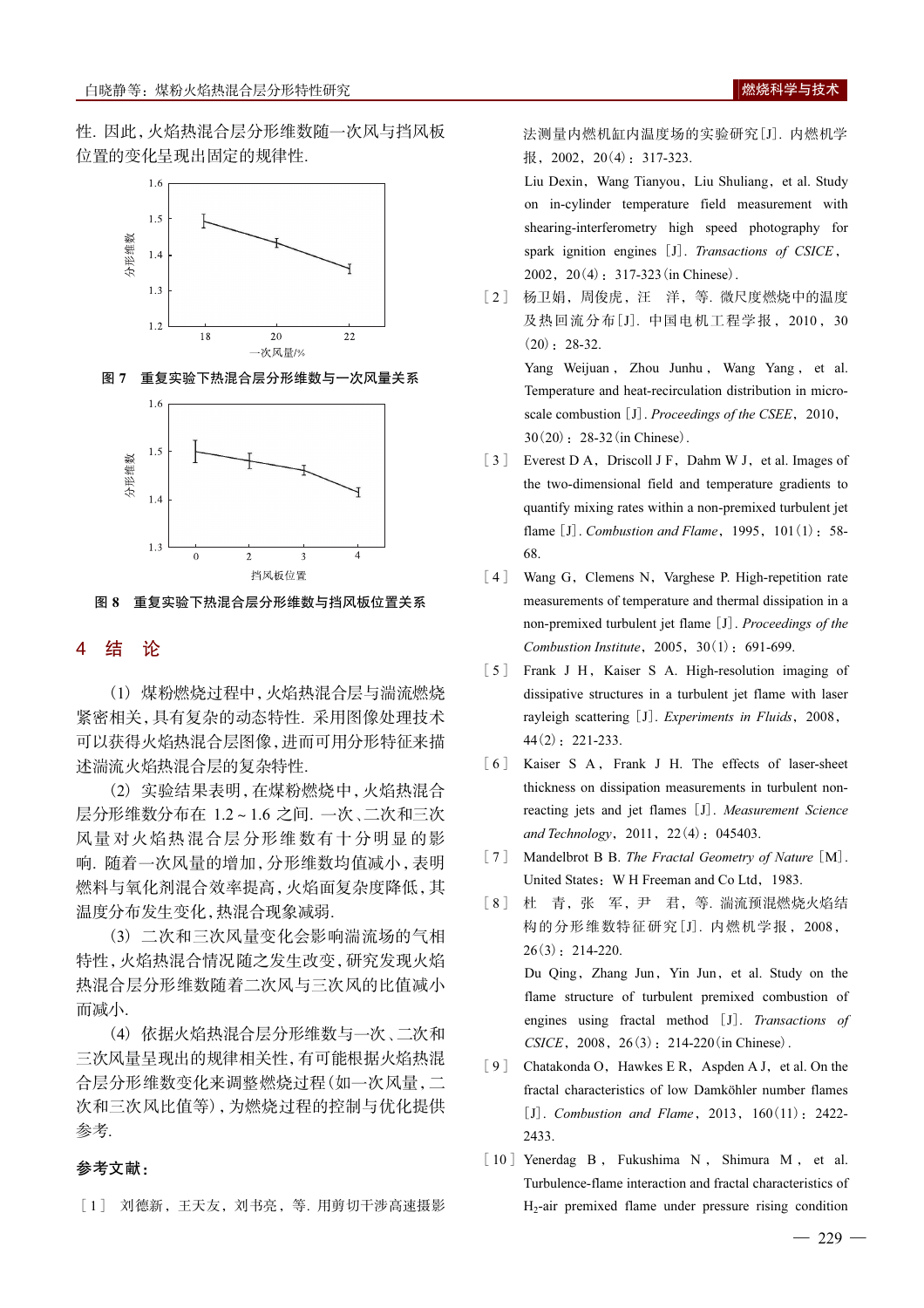性. 因此,火焰热混合层分形维数随一次风与挡风板位置的变化呈现出固定的规律性.

图 7 重复实验下热混合层分形维数与一次风量关系

图 8 重复实验下热混合层分形维数与挡风板位置关系

## 4 结 论

（1）煤粉燃烧过程中,火焰热混合层与湍流燃烧紧密相关,具有复杂的动态特性. 采用图像处理技术可以获得火焰热混合层图像,进而可用分形特征来描述湍流火焰热混合层的复杂特性.

（2）实验结果表明,在煤粉燃烧中,火焰热混合层分形维数分布在 1.2～1.6 之间. 一次、二次和三次风量对火焰热混合层分形维数有十分明显的影响. 随着一次风量的增加,分形维数均值减小,表明燃料与氧化剂混合效率提高,火焰面复杂度降低,其温度分布发生变化,热混合现象减弱.

（3）二次和三次风量变化会影响湍流场的气相特性,火焰热混合情况随之发生改变,研究发现火焰热混合层分形维数随着二次风与三次风的比值减小而减小.

（4）依据火焰热混合层分形维数与一次、二次和三次风量呈现出的规律相关性,有可能根据火焰热混合层分形维数变化来调整燃烧过程(如一次风量,二次和三次风比值等),为燃烧过程的控制与优化提供参考.

**参考文献:**

[1] 刘德新，王天友，刘书亮，等. 用剪切干涉高速摄影法测量内燃机缸内温度场的实验研究[J]. 内燃机学报，2002，20(4)：317-323.

Liu Dexin，Wang Tianyou，Liu Shuliang，et al. Study on in-cylinder temperature field measurement with shearing-interferometry high speed photography for spark ignition engines [J]. *Transactions of CSICE*，2002，20(4)：317-323(in Chinese).

[2] 杨卫娟，周俊虎，汪 洋，等. 微尺度燃烧中的温度及热回流分布[J]. 中国电机工程学报，2010，30(20)：28-32.

Yang Weijuan，Zhou Junhu，Wang Yang，et al. Temperature and heat-recirculation distribution in micro-scale combustion [J]. *Proceedings of the CSEE*，2010，30(20)：28-32(in Chinese).

[3] Everest D A，Driscoll J F，Dahm W J，et al. Images of the two-dimensional field and temperature gradients to quantify mixing rates within a non-premixed turbulent jet flame [J]. *Combustion and Flame*，1995，101(1)：58-68.

[4] Wang G，Clemens N，Varghese P. High-repetition rate measurements of temperature and thermal dissipation in a non-premixed turbulent jet flame [J]. *Proceedings of the Combustion Institute*，2005，30(1)：691-699.

[5] Frank J H，Kaiser S A. High-resolution imaging of dissipative structures in a turbulent jet flame with laser rayleigh scattering [J]. *Experiments in Fluids*，2008，44(2)：221-233.

[6] Kaiser S A，Frank J H. The effects of laser-sheet thickness on dissipation measurements in turbulent non-reacting jets and jet flames [J]. *Measurement Science and Technology*，2011，22(4)：045403.

[7] Mandelbrot B B. *The Fractal Geometry of Nature* [M]. United States：W H Freeman and Co Ltd，1983.

[8] 杜 青，张 军，尹 君，等. 湍流预混燃烧火焰结构的分形维数特征研究[J]. 内燃机学报，2008，26(3)：214-220.

Du Qing，Zhang Jun，Yin Jun，et al. Study on the flame structure of turbulent premixed combustion of engines using fractal method [J]. *Transactions of CSICE*，2008，26(3)：214-220(in Chinese).

[9] Chatakonda O，Hawkes E R，Aspden A J，et al. On the fractal characteristics of low Damköhler number flames [J]. *Combustion and Flame*，2013，160(11)：2422-2433.

[10] Yenerdag B，Fukushima N，Shimura M，et al. Turbulence-flame interaction and fractal characteristics of $H_2$-air premixed flame under pressure rising condition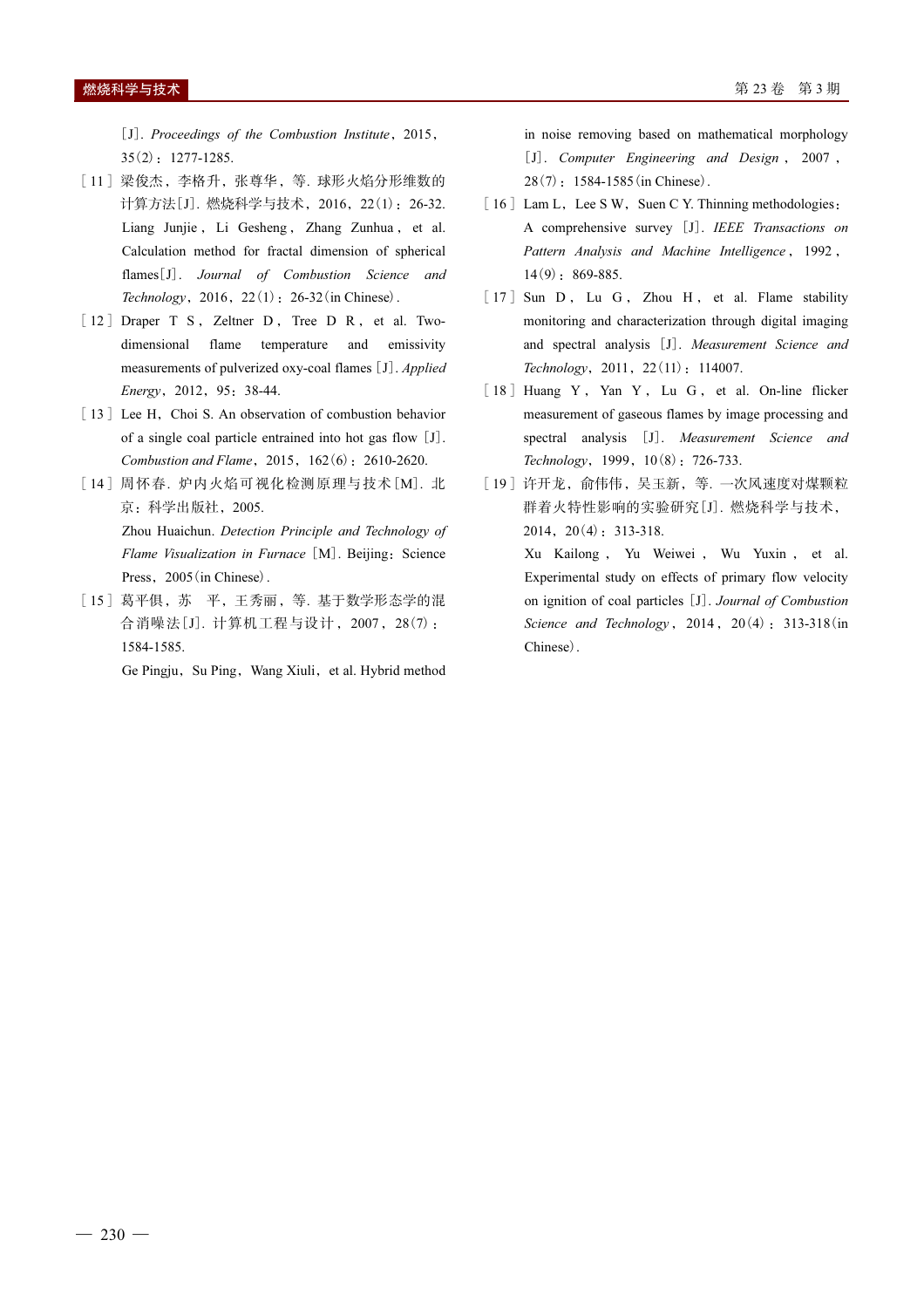[J]. *Proceedings of the Combustion Institute*, 2015, 35(2): 1277-1285.

[11] 梁俊杰，李格升，张尊华，等. 球形火焰分形维数的计算方法[J]. 燃烧科学与技术，2016，22(1)：26-32.
Liang Junjie，Li Gesheng，Zhang Zunhua，et al. Calculation method for fractal dimension of spherical flames[J]. *Journal of Combustion Science and Technology*，2016，22(1)：26-32(in Chinese).

[12] Draper T S，Zeltner D，Tree D R，et al. Two-dimensional flame temperature and emissivity measurements of pulverized oxy-coal flames [J]. *Applied Energy*，2012，95：38-44.

[13] Lee H，Choi S. An observation of combustion behavior of a single coal particle entrained into hot gas flow [J]. *Combustion and Flame*，2015，162(6)：2610-2620.

[14] 周怀春. 炉内火焰可视化检测原理与技术[M]. 北京：科学出版社，2005.
Zhou Huaichun. *Detection Principle and Technology of Flame Visualization in Furnace* [M]. Beijing：Science Press，2005(in Chinese).

[15] 葛平俱，苏 平，王秀丽，等. 基于数学形态学的混合消噪法[J]. 计算机工程与设计，2007，28(7)：1584-1585.
Ge Pingju，Su Ping，Wang Xiuli，et al. Hybrid method in noise removing based on mathematical morphology [J]. *Computer Engineering and Design*，2007，28(7)：1584-1585(in Chinese).

[16] Lam L，Lee S W，Suen C Y. Thinning methodologies：A comprehensive survey [J]. *IEEE Transactions on Pattern Analysis and Machine Intelligence*，1992，14(9)：869-885.

[17] Sun D，Lu G，Zhou H，et al. Flame stability monitoring and characterization through digital imaging and spectral analysis [J]. *Measurement Science and Technology*，2011，22(11)：114007.

[18] Huang Y，Yan Y，Lu G，et al. On-line flicker measurement of gaseous flames by image processing and spectral analysis [J]. *Measurement Science and Technology*，1999，10(8)：726-733.

[19] 许开龙，俞伟伟，吴玉新，等. 一次风速度对煤颗粒群着火特性影响的实验研究[J]. 燃烧科学与技术，2014，20(4)：313-318.
Xu Kailong，Yu Weiwei，Wu Yuxin，et al. Experimental study on effects of primary flow velocity on ignition of coal particles [J]. *Journal of Combustion Science and Technology*，2014，20(4)：313-318(in Chinese).